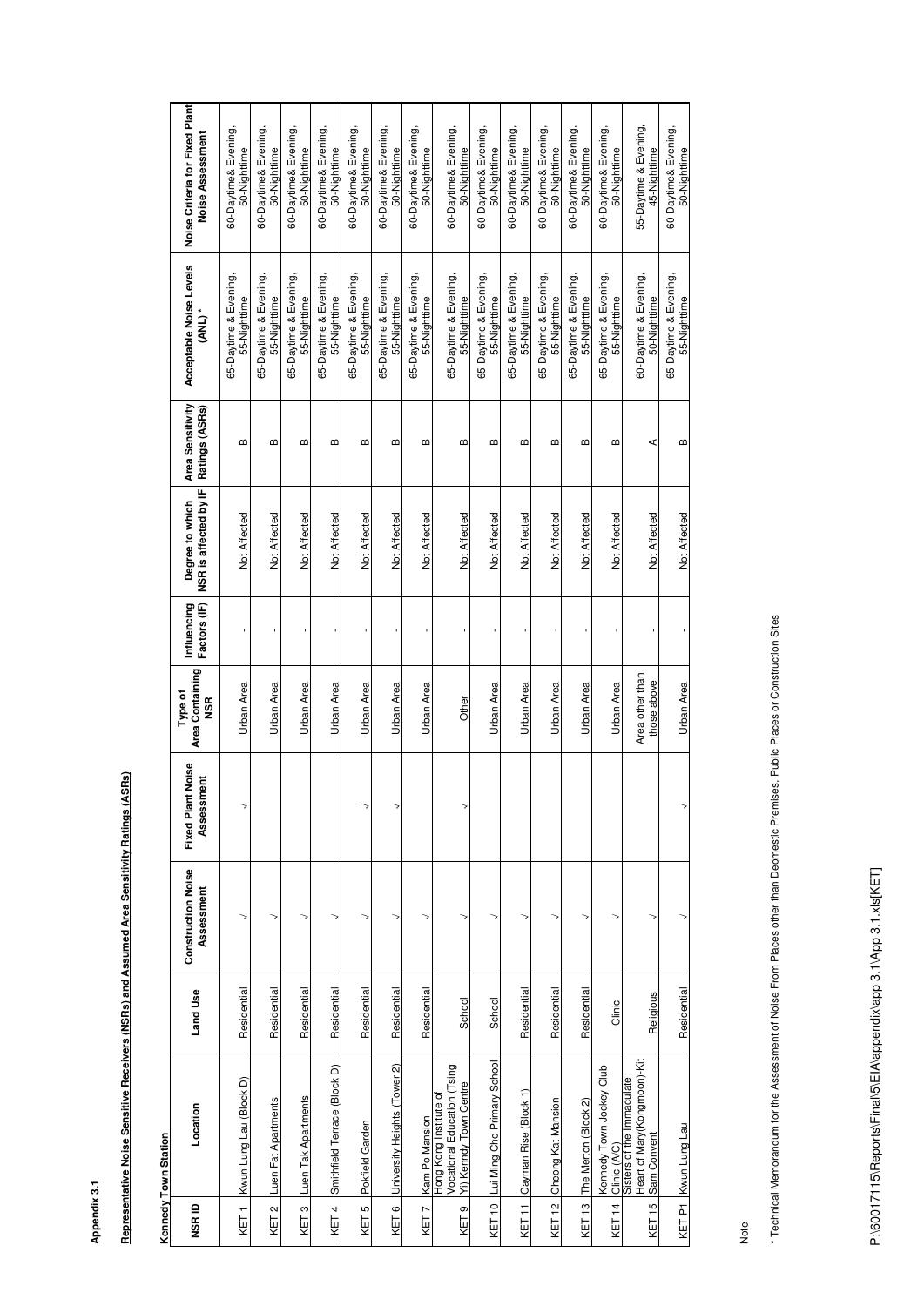**Appendix 3.1**

**Representative Noise Sensitive Receivers (NSRs) and Assumed Area Sensitivity Ratings (ASRs)**

**Kennedy Town Station**

| NSR ID | Location | Land Use | Construction Noise Assessment | Fixed Plant Noise Assessment | Type of Area Containing NSR | Influencing Factors (IF) | Degree to which NSR is affected by IF | Area Sensitivity Ratings (ASRs) | Acceptable Noise Levels (ANL) * | Noise Criteria for Fixed Plant Noise Assessment |
|---|---|---|---|---|---|---|---|---|---|---|
| KET 1 | Kwun Lung Lau (Block D) | Residential | ✓ | ✓ | Urban Area | - | Not Affected | B | 65-Daytime & Evening, 55-Nighttime | 60-Daytime& Evening, 50-Nighttime |
| KET 2 | Luen Fat Apartments | Residential | ✓ | | Urban Area | - | Not Affected | B | 65-Daytime & Evening, 55-Nighttime | 60-Daytime& Evening, 50-Nighttime |
| KET 3 | Luen Tak Apartments | Residential | ✓ | | Urban Area | - | Not Affected | B | 65-Daytime & Evening, 55-Nighttime | 60-Daytime& Evening, 50-Nighttime |
| KET 4 | Smithfield Terrace (Block D) | Residential | ✓ | | Urban Area | - | Not Affected | B | 65-Daytime & Evening, 55-Nighttime | 60-Daytime& Evening, 50-Nighttime |
| KET 5 | Pokfield Garden | Residential | ✓ | ✓ | Urban Area | - | Not Affected | B | 65-Daytime & Evening, 55-Nighttime | 60-Daytime& Evening, 50-Nighttime |
| KET 6 | University Heights (Tower 2) | Residential | ✓ | ✓ | Urban Area | - | Not Affected | B | 65-Daytime & Evening, 55-Nighttime | 60-Daytime& Evening, 50-Nighttime |
| KET 7 | Kam Po Mansion | Residential | ✓ | | Urban Area | - | Not Affected | B | 65-Daytime & Evening, 55-Nighttime | 60-Daytime& Evening, 50-Nighttime |
| KET 9 | Hong Kong Institute of Vocational Education (Tsing Yi) Kenndy Town Centre | School | ✓ | ✓ | Other | - | Not Affected | B | 65-Daytime & Evening, 55-Nighttime | 60-Daytime& Evening, 50-Nighttime |
| KET 10 | Lui Ming Cho Primary School | School | ✓ | | Urban Area | - | Not Affected | B | 65-Daytime & Evening, 55-Nighttime | 60-Daytime& Evening, 50-Nighttime |
| KET 11 | Cayman Rise (Block 1) | Residential | ✓ | | Urban Area | - | Not Affected | B | 65-Daytime & Evening, 55-Nighttime | 60-Daytime& Evening, 50-Nighttime |
| KET 12 | Cheong Kat Mansion | Residential | ✓ | | Urban Area | - | Not Affected | B | 65-Daytime & Evening, 55-Nighttime | 60-Daytime& Evening, 50-Nighttime |
| KET 13 | The Merton (Block 2) | Residential | ✓ | | Urban Area | - | Not Affected | B | 65-Daytime & Evening, 55-Nighttime | 60-Daytime& Evening, 50-Nighttime |
| KET 14 | Kennedy Town Jockey Club Clinic (A/C) | Clinic | ✓ | | Urban Area | - | Not Affected | B | 65-Daytime & Evening, 55-Nighttime | 60-Daytime& Evening, 50-Nighttime |
| KET 15 | Sisters of the Immaculate Heart of Mary(Kongmoon)-Kit Sam Convent | Religious | ✓ | | Area other than those above | - | Not Affected | A | 60-Daytime & Evening, 50-Nighttime | 55-Daytime & Evening, 45-Nighttime |
| KET P1 | Kwun Lung Lau | Residential | ✓ | ✓ | Urban Area | - | Not Affected | B | 65-Daytime & Evening, 55-Nighttime | 60-Daytime& Evening, 50-Nighttime |

Note

* Technical Memorandum for the Assessment of Noise From Places other than Deomestic Premises, Public Places or Construction Sites

P:\60017115\Reports\Final\5\EIA\appendix\app 3.1\App 3.1.xls[KET]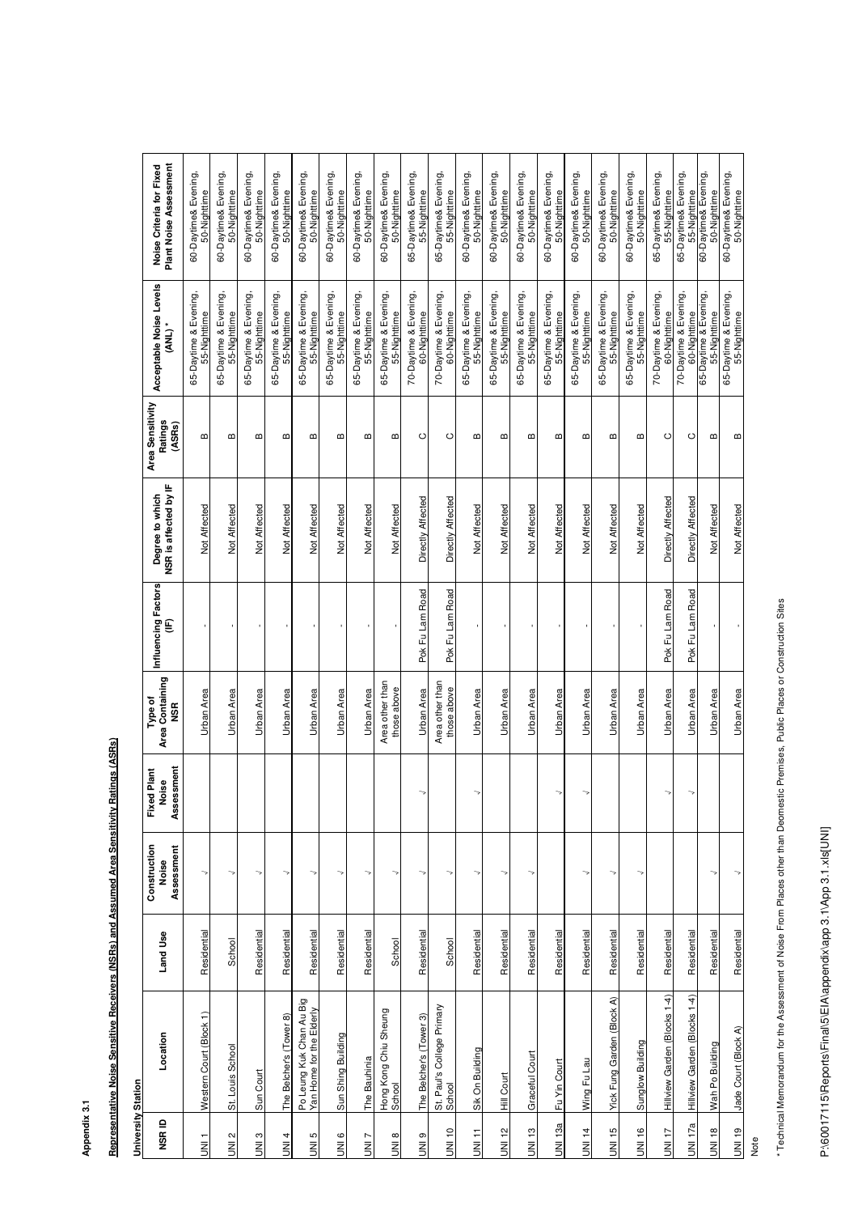**Appendix 3.1**

**Representative Noise Sensitive Receivers (NSRs) and Assumed Area Sensitivity Ratings (ASRs)**

**University Station**

| NSR ID | Location | Land Use | Construction Noise Assessment | Fixed Plant Noise Assessment | Type of Area Containing NSR | Influencing Factors (IF) | Degree to which NSR is affected by IF | Area Sensitivity Ratings (ASRs) | Acceptable Noise Levels (ANL) * | Noise Criteria for Fixed Plant Noise Assessment |
|---|---|---|---|---|---|---|---|---|---|---|
| UNI 1 | Western Court (Block 1) | Residential | √ | | Urban Area | - | Not Affected | B | 65-Daytime & Evening, 55-Nighttime | 60-Daytime& Evening, 50-Nighttime |
| UNI 2 | St. Louis School | School | √ | | Urban Area | - | Not Affected | B | 65-Daytime & Evening, 55-Nighttime | 60-Daytime& Evening, 50-Nighttime |
| UNI 3 | Sun Court | Residential | √ | | Urban Area | - | Not Affected | B | 65-Daytime & Evening, 55-Nighttime | 60-Daytime& Evening, 50-Nighttime |
| UNI 4 | The Belcher's (Tower 8) | Residential | √ | | Urban Area | - | Not Affected | B | 65-Daytime & Evening, 55-Nighttime | 60-Daytime& Evening, 50-Nighttime |
| UNI 5 | Po Leung Kuk Chan Au Big Yan Home for the Elderly | Residential | √ | | Urban Area | - | Not Affected | B | 65-Daytime & Evening, 55-Nighttime | 60-Daytime& Evening, 50-Nighttime |
| UNI 6 | Sun Shing Building | Residential | √ | | Urban Area | - | Not Affected | B | 65-Daytime & Evening, 55-Nighttime | 60-Daytime& Evening, 50-Nighttime |
| UNI 7 | The Bauhinia | Residential | √ | | Urban Area | - | Not Affected | B | 65-Daytime & Evening, 55-Nighttime | 60-Daytime& Evening, 50-Nighttime |
| UNI 8 | Hong Kong Chiu Sheung School | School | √ | | Area other than those above | - | Not Affected | B | 65-Daytime & Evening, 55-Nighttime | 60-Daytime& Evening, 50-Nighttime |
| UNI 9 | The Belcher's (Tower 3) | Residential | √ | √ | Urban Area | Pok Fu Lam Road | Directly Affected | C | 70-Daytime & Evening, 60-Nighttime | 65-Daytime& Evening, 55-Nighttime |
| UNI 10 | St. Paul's College Primary School | School | √ | | Area other than those above | Pok Fu Lam Road | Directly Affected | C | 70-Daytime & Evening, 60-Nighttime | 65-Daytime& Evening, 55-Nighttime |
| UNI 11 | Sik On Building | Residential | √ | √ | Urban Area | - | Not Affected | B | 65-Daytime & Evening, 55-Nighttime | 60-Daytime& Evening, 50-Nighttime |
| UNI 12 | Hill Court | Residential | √ | | Urban Area | - | Not Affected | B | 65-Daytime & Evening, 55-Nighttime | 60-Daytime& Evening, 50-Nighttime |
| UNI 13 | Graceful Court | Residential | √ | | Urban Area | - | Not Affected | B | 65-Daytime & Evening, 55-Nighttime | 60-Daytime& Evening, 50-Nighttime |
| UNI 13a | Fu Yin Court | Residential | | √ | Urban Area | - | Not Affected | B | 65-Daytime & Evening, 55-Nighttime | 60-Daytime& Evening, 50-Nighttime |
| UNI 14 | Wing Fu Lau | Residential | √ | √ | Urban Area | - | Not Affected | B | 65-Daytime & Evening, 55-Nighttime | 60-Daytime& Evening, 50-Nighttime |
| UNI 15 | Yick Fung Garden (Block A) | Residential | √ | | Urban Area | - | Not Affected | B | 65-Daytime & Evening, 55-Nighttime | 60-Daytime& Evening, 50-Nighttime |
| UNI 16 | Sunglow Building | Residential | √ | | Urban Area | - | Not Affected | B | 65-Daytime & Evening, 55-Nighttime | 60-Daytime& Evening, 50-Nighttime |
| UNI 17 | Hillview Garden (Blocks 1-4) | Residential | | √ | Urban Area | Pok Fu Lam Road | Directly Affected | C | 70-Daytime & Evening, 60-Nighttime | 65-Daytime& Evening, 55-Nighttime |
| UNI 17a | Hillview Garden (Blocks 1-4) | Residential | | √ | Urban Area | Pok Fu Lam Road | Directly Affected | C | 70-Daytime & Evening, 60-Nighttime | 65-Daytime& Evening, 55-Nighttime |
| UNI 18 | Wah Po Building | Residential | √ | | Urban Area | - | Not Affected | B | 65-Daytime & Evening, 55-Nighttime | 60-Daytime& Evening, 50-Nighttime |
| UNI 19 | Jade Court (Block A) | Residential | √ | | Urban Area | - | Not Affected | B | 65-Daytime & Evening, 55-Nighttime | 60-Daytime& Evening, 50-Nighttime |

Note

* Technical Memorandum for the Assessment of Noise From Places other than Deomestic Premises, Public Places or Construction Sites

P:\60017115\Reports\Final\5\EIA\appendix\app 3.1\App 3.1.xls[UNI]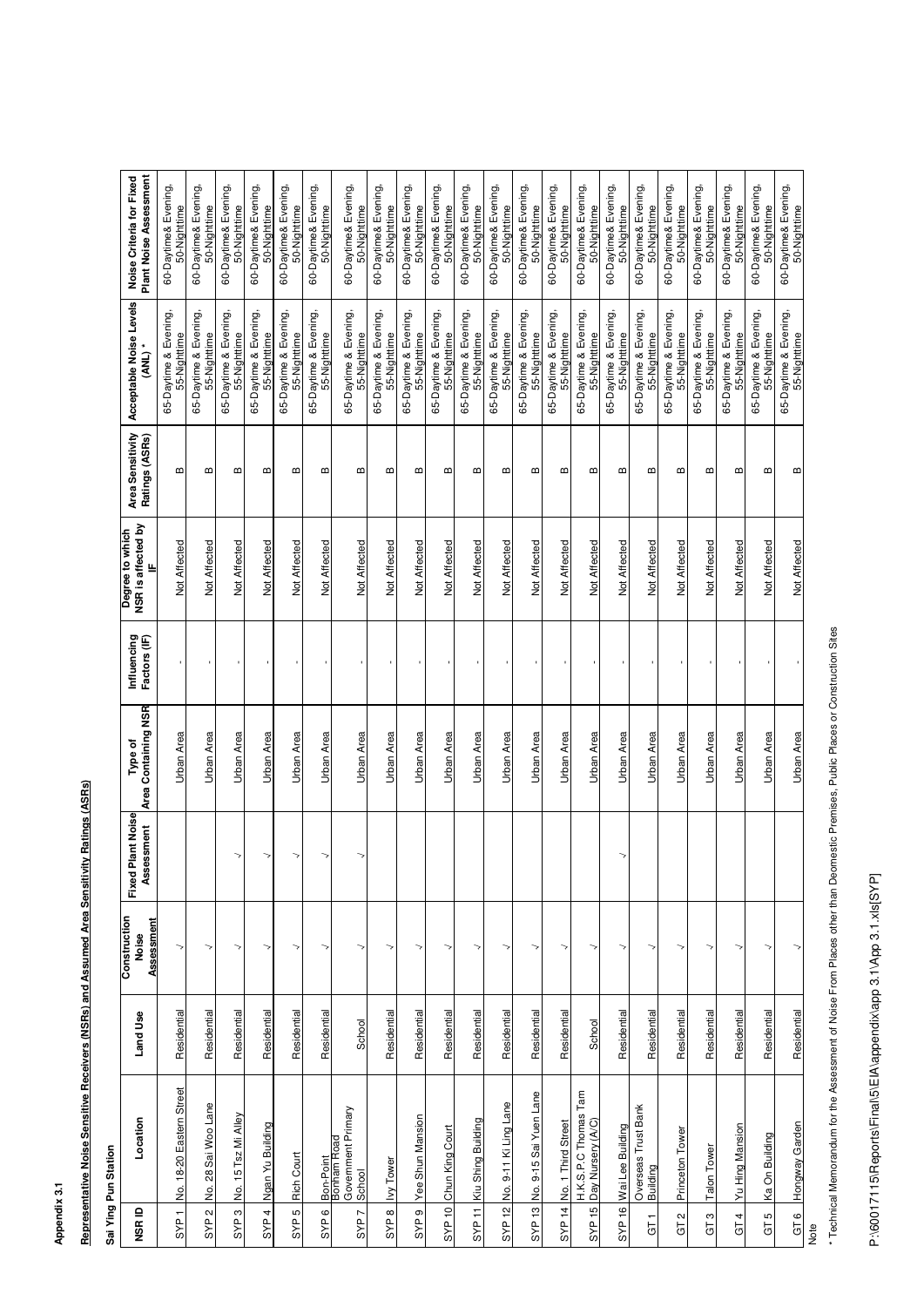**Appendix 3.1**

**Representative Noise Sensitive Receivers (NSRs) and Assumed Area Sensitivity Ratings (ASRs)**

**Sai Ying Pun Station**

| NSR ID | Location | Land Use | Construction Noise Assessment | Fixed Plant Noise Assessment | Type of Area Containing NSR | Influencing Factors (IF) | Degree to which NSR is affected by IF | Area Sensitivity Ratings (ASRs) | Acceptable Noise Levels (ANL) * | Noise Criteria for Fixed Plant Noise Assessment |
|---|---|---|---|---|---|---|---|---|---|---|
| SYP 1 | No. 18-20 Eastern Street | Residential | √ | | Urban Area | - | Not Affected | B | 65-Daytime & Evening, 55-Nighttime | 60-Daytime& Evening, 50-Nighttime |
| SYP 2 | No. 28 Sai Woo Lane | Residential | √ | | Urban Area | - | Not Affected | B | 65-Daytime & Evening, 55-Nighttime | 60-Daytime& Evening, 50-Nighttime |
| SYP 3 | No. 15 Tsz Mi Alley | Residential | √ | √ | Urban Area | - | Not Affected | B | 65-Daytime & Evening, 55-Nighttime | 60-Daytime& Evening, 50-Nighttime |
| SYP 4 | Ngan Yu Building | Residential | √ | √ | Urban Area | - | Not Affected | B | 65-Daytime & Evening, 55-Nighttime | 60-Daytime& Evening, 50-Nighttime |
| SYP 5 | Rich Court | Residential | √ | √ | Urban Area | - | Not Affected | B | 65-Daytime & Evening, 55-Nighttime | 60-Daytime& Evening, 50-Nighttime |
| SYP 6 | Bon-Point | Residential | √ | √ | Urban Area | - | Not Affected | B | 65-Daytime & Evening, 55-Nighttime | 60-Daytime& Evening, 50-Nighttime |
| SYP 7 | Bonham Road Government Primary School | School | √ | √ | Urban Area | - | Not Affected | B | 65-Daytime & Evening, 55-Nighttime | 60-Daytime& Evening, 50-Nighttime |
| SYP 8 | Ivy Tower | Residential | √ | | Urban Area | - | Not Affected | B | 65-Daytime & Evening, 55-Nighttime | 60-Daytime& Evening, 50-Nighttime |
| SYP 9 | Yee Shun Mansion | Residential | √ | | Urban Area | - | Not Affected | B | 65-Daytime & Evening, 55-Nighttime | 60-Daytime& Evening, 50-Nighttime |
| SYP 10 | Chun King Court | Residential | √ | | Urban Area | - | Not Affected | B | 65-Daytime & Evening, 55-Nighttime | 60-Daytime& Evening, 50-Nighttime |
| SYP 11 | Kiu Shing Building | Residential | √ | | Urban Area | - | Not Affected | B | 65-Daytime & Evening, 55-Nighttime | 60-Daytime& Evening, 50-Nighttime |
| SYP 12 | No. 9-11 Ki Ling Lane | Residential | √ | | Urban Area | - | Not Affected | B | 65-Daytime & Evening, 55-Nighttime | 60-Daytime& Evening, 50-Nighttime |
| SYP 13 | No. 9-15 Sai Yuen Lane | Residential | √ | | Urban Area | - | Not Affected | B | 65-Daytime & Evening, 55-Nighttime | 60-Daytime& Evening, 50-Nighttime |
| SYP 14 | No. 1 Third Street | Residential | √ | | Urban Area | - | Not Affected | B | 65-Daytime & Evening, 55-Nighttime | 60-Daytime& Evening, 50-Nighttime |
| SYP 15 | H.K.S.P.C Thomas Tam Day Nursery (A/C) | School | √ | | Urban Area | - | Not Affected | B | 65-Daytime & Evening, 55-Nighttime | 60-Daytime& Evening, 50-Nighttime |
| SYP 16 | Wai Lee Building | Residential | √ | √ | Urban Area | - | Not Affected | B | 65-Daytime & Evening, 55-Nighttime | 60-Daytime& Evening, 50-Nighttime |
| GT 1 | Overseas Trust Bank Building | Residential | √ | | Urban Area | - | Not Affected | B | 65-Daytime & Evening, 55-Nighttime | 60-Daytime& Evening, 50-Nighttime |
| GT 2 | Princeton Tower | Residential | √ | | Urban Area | - | Not Affected | B | 65-Daytime & Evening, 55-Nighttime | 60-Daytime& Evening, 50-Nighttime |
| GT 3 | Talon Tower | Residential | √ | | Urban Area | - | Not Affected | B | 65-Daytime & Evening, 55-Nighttime | 60-Daytime& Evening, 50-Nighttime |
| GT 4 | Yu Hing Mansion | Residential | √ | | Urban Area | - | Not Affected | B | 65-Daytime & Evening, 55-Nighttime | 60-Daytime& Evening, 50-Nighttime |
| GT 5 | Ka On Building | Residential | √ | | Urban Area | - | Not Affected | B | 65-Daytime & Evening, 55-Nighttime | 60-Daytime& Evening, 50-Nighttime |
| GT 6 | Hongway Garden | Residential | √ | | Urban Area | - | Not Affected | B | 65-Daytime & Evening, 55-Nighttime | 60-Daytime& Evening, 50-Nighttime |

Note

* Technical Memorandum for the Assessment of Noise From Places other than Deomestic Premises, Public Places or Construction Sites